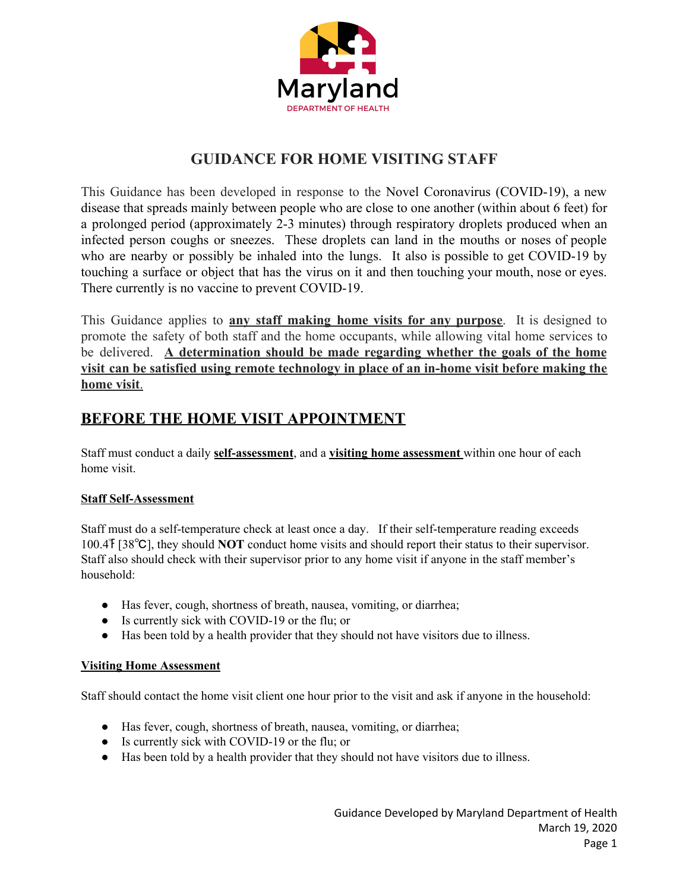# GUIDANCE FOR HOME VISITING STAFF

This Guidance has been developed in response to the Novel Coronavirus (COVID-19), a new disease that spreads mainly between people who are close to one another (within about 6 feet) for a prolonged period (approximately 2-3 minutes) through respiratory droplets produced when an infected person coughs or sneezes. These droplets can land in the mouths or noses of people who are nearby or possibly be inhaled into the lungs. It also is possible to get COVID-19 by touching a surface or object that has the virus on it and then touching your mouth, nose or eyes. There currently is no vaccine to prevent COVID-19.

This Guidance applies to **any staff making home visits for any purpose**. It is designed to promote the safety of both staff and the home occupants, while allowing vital home services to be delivered. **A determination should be made regarding whether the goals of the home visit can be satisfied using remote technology in place of an in-home visit before making the home visit**.

## BEFORE THE HOME VISIT APPOINTMENT

Staff must conduct a daily **self-assessment**, and a **visiting home assessment** within one hour of each home visit.

### Staff Self-Assessment

Staff must do a self-temperature check at least once a day. If their self-temperature reading exceeds 100.4℉ [38℃], they should **NOT** conduct home visits and should report their status to their supervisor. Staff also should check with their supervisor prior to any home visit if anyone in the staff member's household:

- Has fever, cough, shortness of breath, nausea, vomiting, or diarrhea;
- Is currently sick with COVID-19 or the flu; or
- Has been told by a health provider that they should not have visitors due to illness.

### Visiting Home Assessment

Staff should contact the home visit client one hour prior to the visit and ask if anyone in the household:

- Has fever, cough, shortness of breath, nausea, vomiting, or diarrhea;
- Is currently sick with COVID-19 or the flu; or
- Has been told by a health provider that they should not have visitors due to illness.

Guidance Developed by Maryland Department of Health
March 19, 2020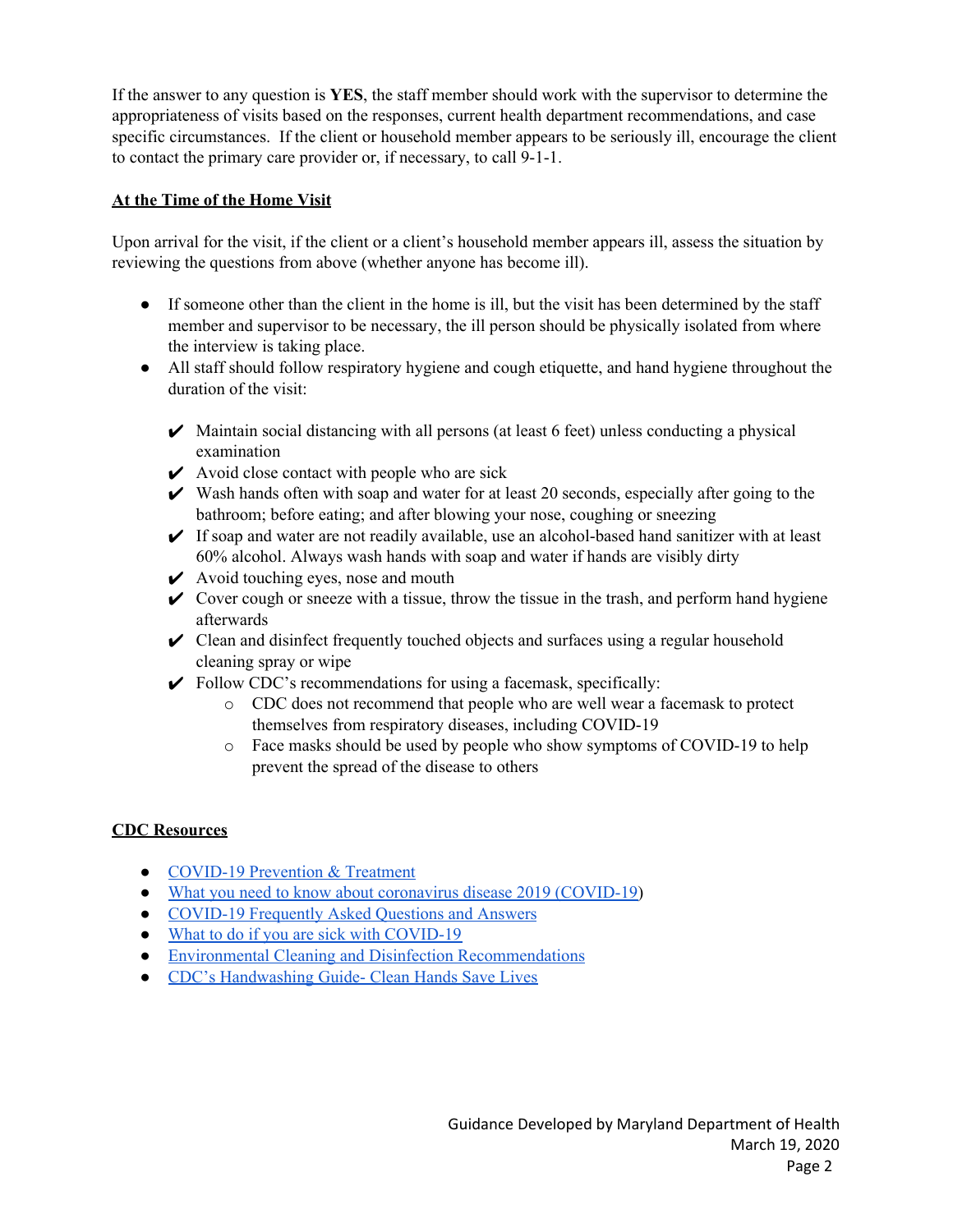If the answer to any question is **YES**, the staff member should work with the supervisor to determine the appropriateness of visits based on the responses, current health department recommendations, and case specific circumstances. If the client or household member appears to be seriously ill, encourage the client to contact the primary care provider or, if necessary, to call 9-1-1.

## At the Time of the Home Visit

Upon arrival for the visit, if the client or a client's household member appears ill, assess the situation by reviewing the questions from above (whether anyone has become ill).

- If someone other than the client in the home is ill, but the visit has been determined by the staff member and supervisor to be necessary, the ill person should be physically isolated from where the interview is taking place.
- All staff should follow respiratory hygiene and cough etiquette, and hand hygiene throughout the duration of the visit:
  - ✔ Maintain social distancing with all persons (at least 6 feet) unless conducting a physical examination
  - ✔ Avoid close contact with people who are sick
  - ✔ Wash hands often with soap and water for at least 20 seconds, especially after going to the bathroom; before eating; and after blowing your nose, coughing or sneezing
  - ✔ If soap and water are not readily available, use an alcohol-based hand sanitizer with at least 60% alcohol. Always wash hands with soap and water if hands are visibly dirty
  - ✔ Avoid touching eyes, nose and mouth
  - ✔ Cover cough or sneeze with a tissue, throw the tissue in the trash, and perform hand hygiene afterwards
  - ✔ Clean and disinfect frequently touched objects and surfaces using a regular household cleaning spray or wipe
  - ✔ Follow CDC's recommendations for using a facemask, specifically:
    - CDC does not recommend that people who are well wear a facemask to protect themselves from respiratory diseases, including COVID-19
    - Face masks should be used by people who show symptoms of COVID-19 to help prevent the spread of the disease to others

## CDC Resources

- COVID-19 Prevention & Treatment
- What you need to know about coronavirus disease 2019 (COVID-19)
- COVID-19 Frequently Asked Questions and Answers
- What to do if you are sick with COVID-19
- Environmental Cleaning and Disinfection Recommendations
- CDC's Handwashing Guide- Clean Hands Save Lives

Guidance Developed by Maryland Department of Health
March 19, 2020